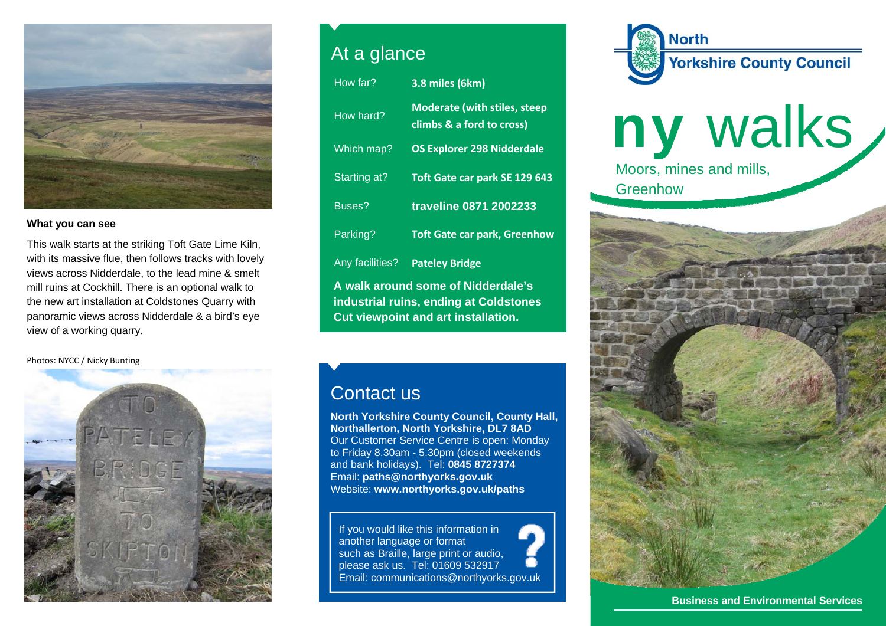# ny walks

## Moors, mines and mills, Greenhow

North Yorkshire County Council

Business and Environmental Services

### What you can see

This walk starts at the striking Toft Gate Lime Kiln, with its massive flue, then follows tracks with lovely views across Nidderdale, to the lead mine & smelt mill ruins at Cockhill. There is an optional walk to the new art installation at Coldstones Quarry with panoramic views across Nidderdale & a bird's eye view of a working quarry.

Photos: NYCC / Nicky Bunting

## At a glance

| | |
|---|---|
| How far? | **3.8 miles (6km)** |
| How hard? | **Moderate (with stiles, steep climbs & a ford to cross)** |
| Which map? | **OS Explorer 298 Nidderdale** |
| Starting at? | **Toft Gate car park SE 129 643** |
| Buses? | **traveline 0871 2002233** |
| Parking? | **Toft Gate car park, Greenhow** |
| Any facilities? | **Pateley Bridge** |

**A walk around some of Nidderdale's industrial ruins, ending at Coldstones Cut viewpoint and art installation.**

## Contact us

**North Yorkshire County Council, County Hall, Northallerton, North Yorkshire, DL7 8AD**
Our Customer Service Centre is open: Monday to Friday 8.30am - 5.30pm (closed weekends and bank holidays). Tel: **0845 8727374**
Email: **paths@northyorks.gov.uk**
Website: **www.northyorks.gov.uk/paths**

If you would like this information in another language or format such as Braille, large print or audio, please ask us. Tel: 01609 532917
Email: communications@northyorks.gov.uk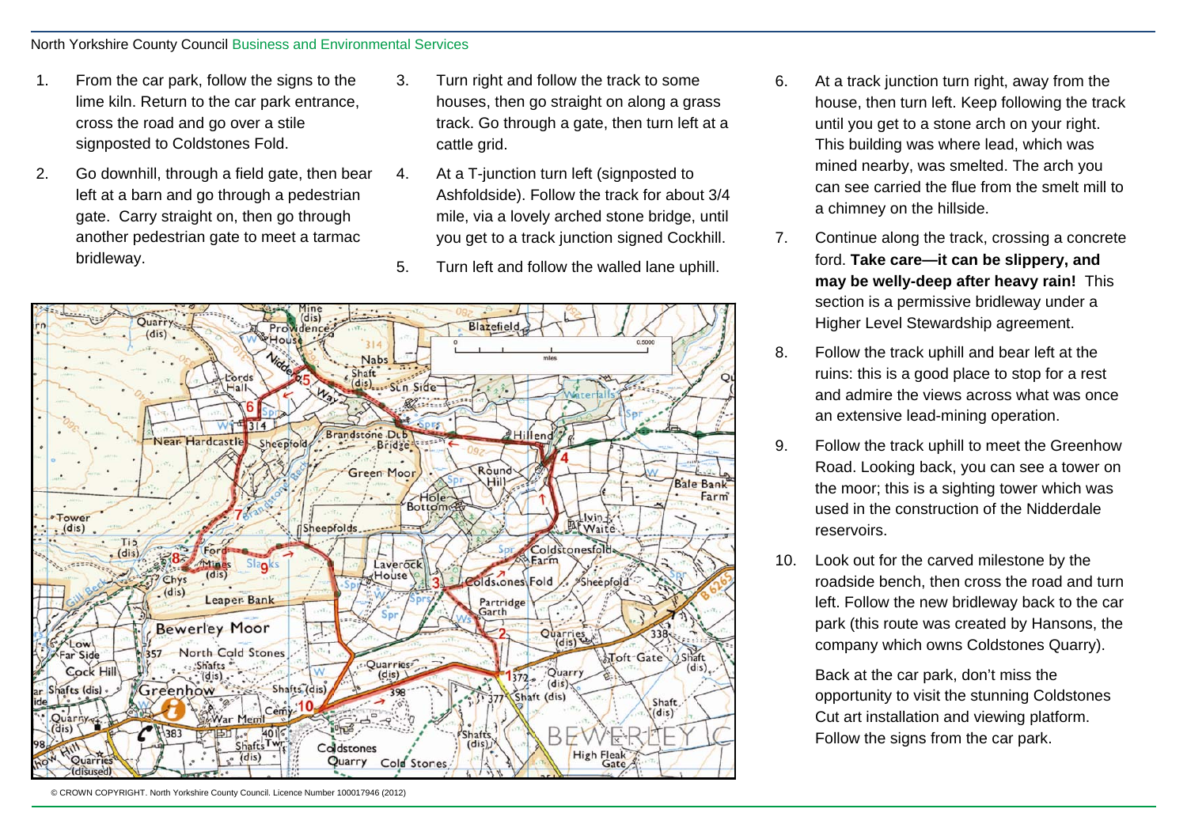1. From the car park, follow the signs to the lime kiln. Return to the car park entrance, cross the road and go over a stile signposted to Coldstones Fold.
2. Go downhill, through a field gate, then bear left at a barn and go through a pedestrian gate. Carry straight on, then go through another pedestrian gate to meet a tarmac bridleway.
3. Turn right and follow the track to some houses, then go straight on along a grass track. Go through a gate, then turn left at a cattle grid.
4. At a T-junction turn left (signposted to Ashfoldside). Follow the track for about 3/4 mile, via a lovely arched stone bridge, until you get to a track junction signed Cockhill.
5. Turn left and follow the walled lane uphill.
6. At a track junction turn right, away from the house, then turn left. Keep following the track until you get to a stone arch on your right. This building was where lead, which was mined nearby, was smelted. The arch you can see carried the flue from the smelt mill to a chimney on the hillside.
7. Continue along the track, crossing a concrete ford. **Take care—it can be slippery, and may be welly-deep after heavy rain!** This section is a permissive bridleway under a Higher Level Stewardship agreement.
8. Follow the track uphill and bear left at the ruins: this is a good place to stop for a rest and admire the views across what was once an extensive lead-mining operation.
9. Follow the track uphill to meet the Greenhow Road. Looking back, you can see a tower on the moor; this is a sighting tower which was used in the construction of the Nidderdale reservoirs.
10. Look out for the carved milestone by the roadside bench, then cross the road and turn left. Follow the new bridleway back to the car park (this route was created by Hansons, the company which owns Coldstones Quarry).

    Back at the car park, don't miss the opportunity to visit the stunning Coldstones Cut art installation and viewing platform. Follow the signs from the car park.

© CROWN COPYRIGHT. North Yorkshire County Council. Licence Number 100017946 (2012)